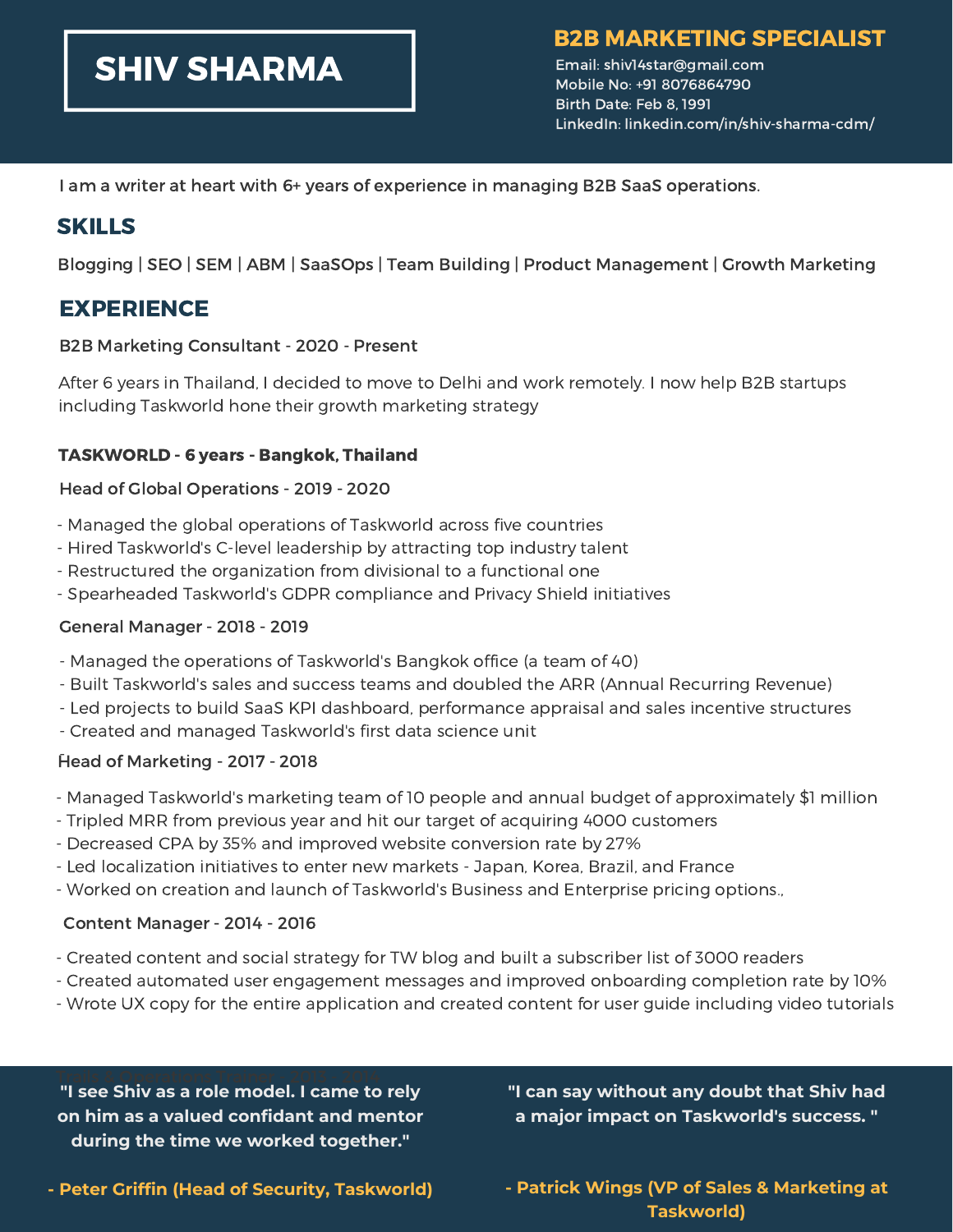# SHIV SHARMA

## B2B MARKETING SPECIALIST

Email: shiv14star@gmail.com
Mobile No: +91 8076864790
Birth Date: Feb 8, 1991
LinkedIn: linkedin.com/in/shiv-sharma-cdm/

I am a writer at heart with 6+ years of experience in managing B2B SaaS operations.

## SKILLS

Blogging | SEO | SEM | ABM | SaaSOps | Team Building | Product Management | Growth Marketing

## EXPERIENCE

B2B Marketing Consultant - 2020 - Present

After 6 years in Thailand, I decided to move to Delhi and work remotely. I now help B2B startups including Taskworld hone their growth marketing strategy

### TASKWORLD - 6 years - Bangkok, Thailand

Head of Global Operations - 2019 - 2020

- Managed the global operations of Taskworld across five countries
- Hired Taskworld's C-level leadership by attracting top industry talent
- Restructured the organization from divisional to a functional one
- Spearheaded Taskworld's GDPR compliance and Privacy Shield initiatives

General Manager - 2018 - 2019

- Managed the operations of Taskworld's Bangkok office (a team of 40)
- Built Taskworld's sales and success teams and doubled the ARR (Annual Recurring Revenue)
- Led projects to build SaaS KPI dashboard, performance appraisal and sales incentive structures
- Created and managed Taskworld's first data science unit

Head of Marketing - 2017 - 2018

- Managed Taskworld's marketing team of 10 people and annual budget of approximately $1 million
- Tripled MRR from previous year and hit our target of acquiring 4000 customers
- Decreased CPA by 35% and improved website conversion rate by 27%
- Led localization initiatives to enter new markets - Japan, Korea, Brazil, and France
- Worked on creation and launch of Taskworld's Business and Enterprise pricing options.,

Content Manager - 2014 - 2016

- Created content and social strategy for TW blog and built a subscriber list of 3000 readers
- Created automated user engagement messages and improved onboarding completion rate by 10%
- Wrote UX copy for the entire application and created content for user guide including video tutorials

**"I see Shiv as a role model. I came to rely on him as a valued confidant and mentor during the time we worked together."**

**- Peter Griffin (Head of Security, Taskworld)**

**"I can say without any doubt that Shiv had a major impact on Taskworld's success. "**

**- Patrick Wings (VP of Sales & Marketing at Taskworld)**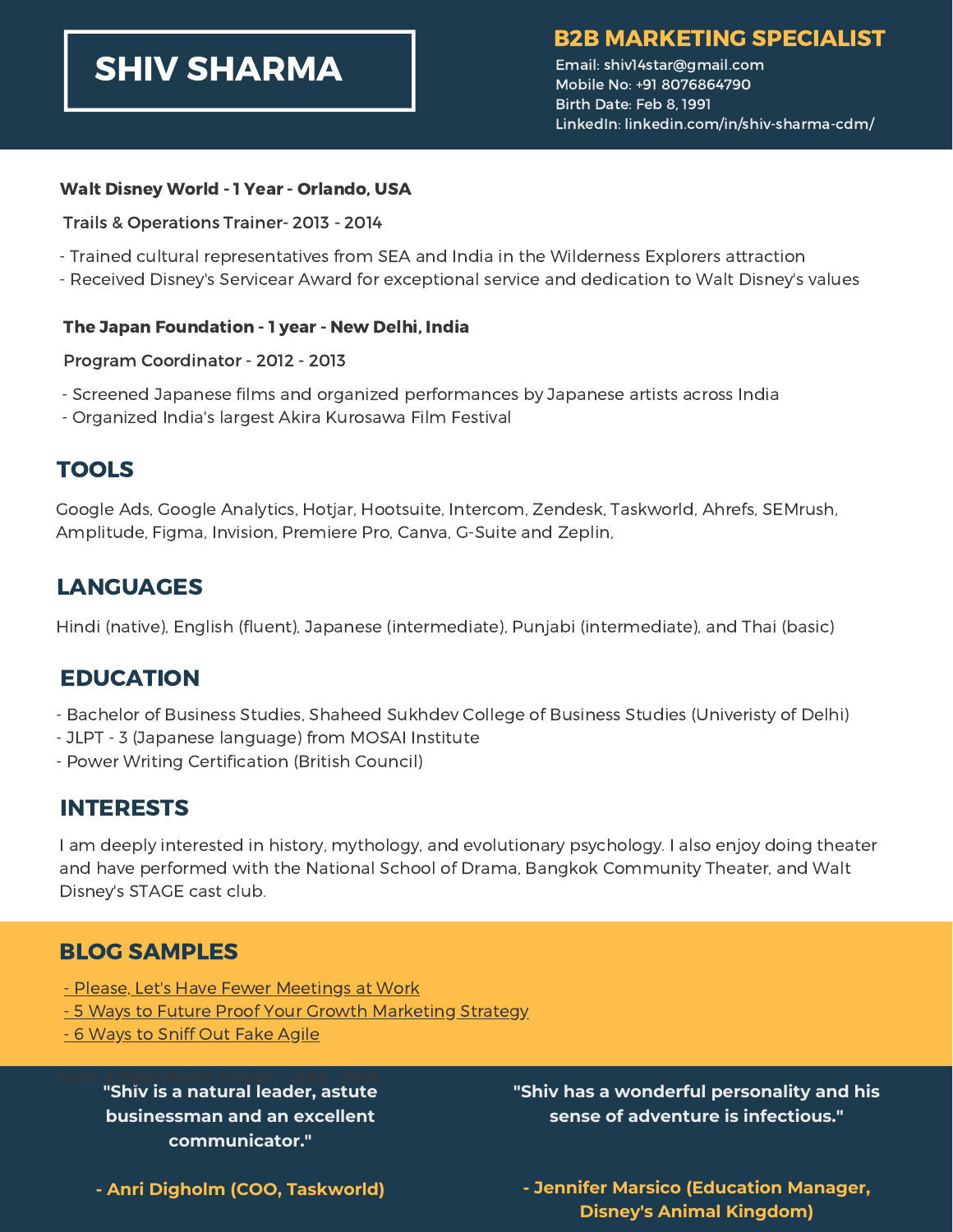# SHIV SHARMA

## B2B MARKETING SPECIALIST

Email: shiv14star@gmail.com
Mobile No: +91 8076864790
Birth Date: Feb 8, 1991
LinkedIn: linkedin.com/in/shiv-sharma-cdm/

**Walt Disney World - 1 Year - Orlando, USA**

Trails & Operations Trainer- 2013 - 2014

- Trained cultural representatives from SEA and India in the Wilderness Explorers attraction
- Received Disney's Servicear Award for exceptional service and dedication to Walt Disney's values

**The Japan Foundation - 1 year - New Delhi, India**

Program Coordinator - 2012 - 2013

- Screened Japanese films and organized performances by Japanese artists across India
- Organized India's largest Akira Kurosawa Film Festival

## TOOLS

Google Ads, Google Analytics, Hotjar, Hootsuite, Intercom, Zendesk, Taskworld, Ahrefs, SEMrush, Amplitude, Figma, Invision, Premiere Pro, Canva, G-Suite and Zeplin,

## LANGUAGES

Hindi (native), English (fluent), Japanese (intermediate), Punjabi (intermediate), and Thai (basic)

## EDUCATION

- Bachelor of Business Studies, Shaheed Sukhdev College of Business Studies (Univeristy of Delhi)
- JLPT - 3 (Japanese language) from MOSAI Institute
- Power Writing Certification (British Council)

## INTERESTS

I am deeply interested in history, mythology, and evolutionary psychology. I also enjoy doing theater and have performed with the National School of Drama, Bangkok Community Theater, and Walt Disney's STAGE cast club.

## BLOG SAMPLES

- Please, Let's Have Fewer Meetings at Work
- 5 Ways to Future Proof Your Growth Marketing Strategy
- 6 Ways to Sniff Out Fake Agile

**"Shiv is a natural leader, astute businessman and an excellent communicator."**

**- Anri Digholm (COO, Taskworld)**

**"Shiv has a wonderful personality and his sense of adventure is infectious."**

**- Jennifer Marsico (Education Manager, Disney's Animal Kingdom)**